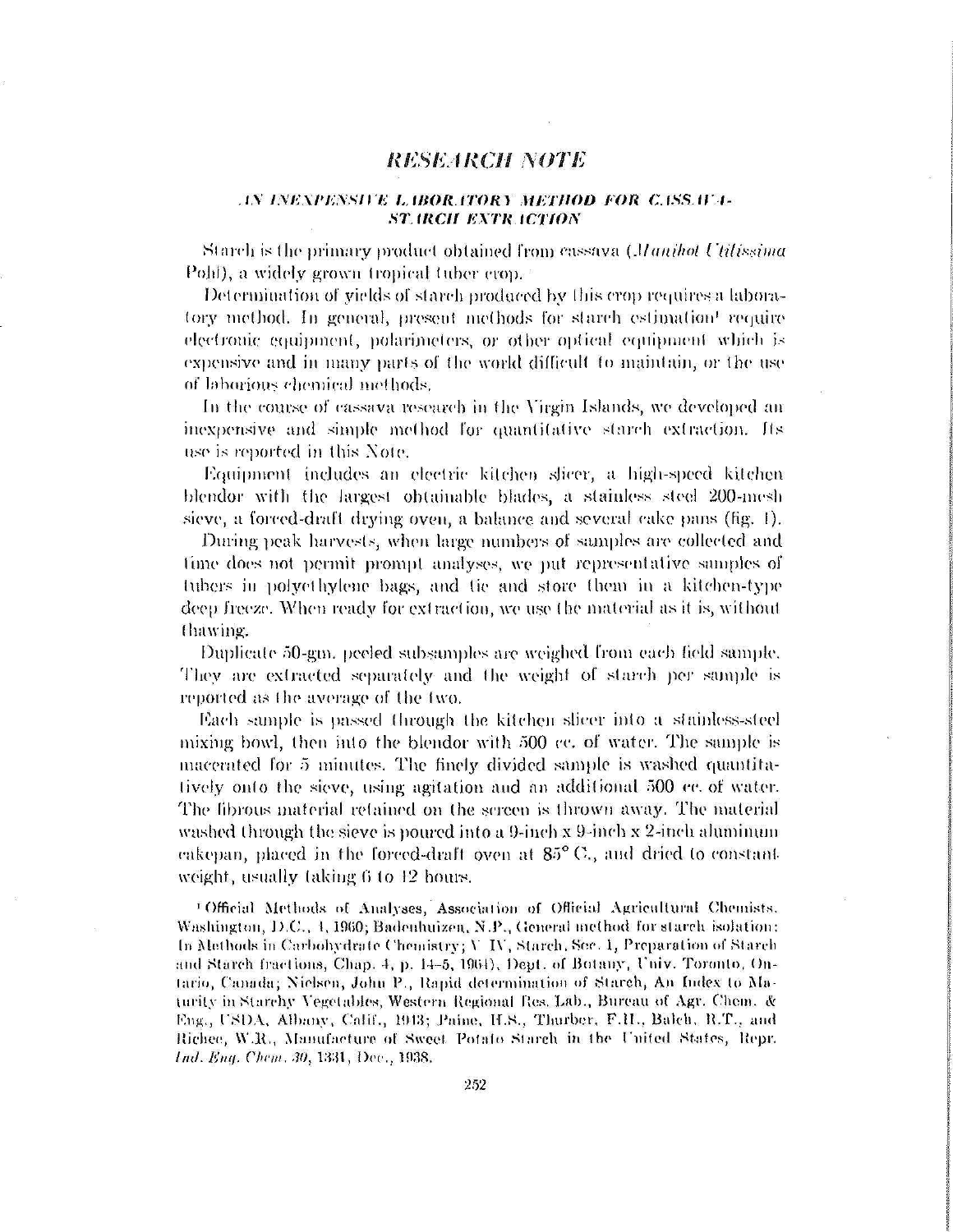# RESEARCH NOTE

## AN INEXPENSIVE LABORATORY METHOD FOR CASSAVA-STARCH EXTRACTION

Starch is the primary product obtained from cassava (*Manihot Utilissima* Pohl), a widely grown tropical tuber crop.

Determination of yields of starch produced by this crop requires a laboratory method. In general, present methods for starch estimation[1] require electronic equipment, polarimeters, or other optical equipment which is expensive and in many parts of the world difficult to maintain, or the use of laborious chemical methods.

In the course of cassava research in the Virgin Islands, we developed an inexpensive and simple method for quantitative starch extraction. Its use is reported in this Note.

Equipment includes an electric kitchen slicer, a high-speed kitchen blendor with the largest obtainable blades, a stainless steel 200-mesh sieve, a forced-draft drying oven, a balance and several cake pans (fig. 1).

During peak harvests, when large numbers of samples are collected and time does not permit prompt analyses, we put representative samples of tubers in polyethylene bags, and tie and store them in a kitchen-type deep freeze. When ready for extraction, we use the material as it is, without thawing.

Duplicate 50-gm. peeled subsamples are weighed from each field sample. They are extracted separately and the weight of starch per sample is reported as the average of the two.

Each sample is passed through the kitchen slicer into a stainless-steel mixing bowl, then into the blendor with 500 cc. of water. The sample is macerated for 5 minutes. The finely divided sample is washed quantitatively onto the sieve, using agitation and an additional 500 cc. of water. The fibrous material retained on the screen is thrown away. The material washed through the sieve is poured into a 9-inch x 9-inch x 2-inch aluminum cakepan, placed in the forced-draft oven at 85° C., and dried to constant weight, usually taking 6 to 12 hours.

[1] Official Methods of Analyses, Association of Official Agricultural Chemists, Washington, D.C., 1, 1960; Badenhuizen, N.P., General method for starch isolation: In Methods in Carbohydrate Chemistry; V. IV, Starch, Sec. 1, Preparation of Starch and Starch fractions, Chap. 4, p. 14–5, 1964), Dept. of Botany, Univ. Toronto, Ontario, Canada; Nielsen, John P., Rapid determination of Starch, An Index to Maturity in Starchy Vegetables, Western Regional Res. Lab., Bureau of Agr. Chem. & Eng., USDA, Albany, Calif., 1943; Paine, H.S., Thurber, F.H., Balch, R.T., and Richee, W.R., Manufacture of Sweet Potato Starch in the United States, Repr. *Ind. Eng. Chem. 30*, 1331, Dec., 1938.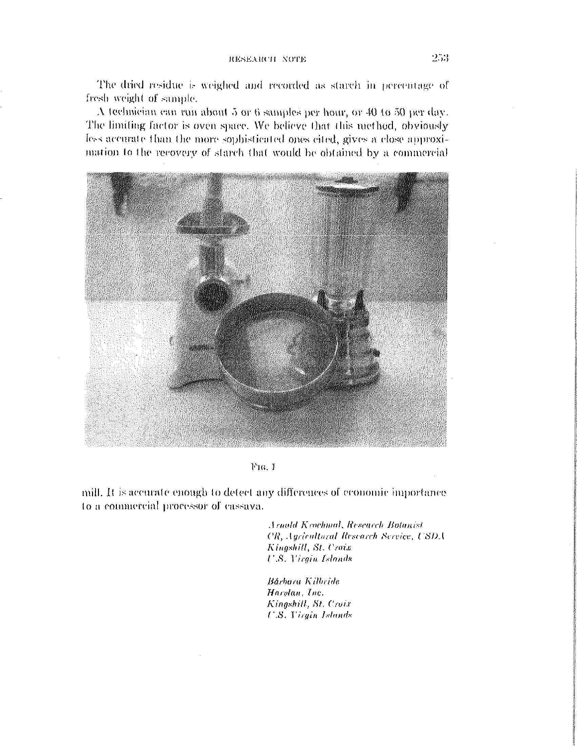The dried residue is weighed and recorded as starch in percentage of fresh weight of sample.

A technician can run about 5 or 6 samples per hour, or 40 to 50 per day. The limiting factor is oven space. We believe that this method, obviously less accurate than the more sophisticated ones cited, gives a close approximation to the recovery of starch that would be obtained by a commercial mill. It is accurate enough to detect any differences of economic importance to a commercial processor of cassava.

Fig. 1

*Arnold Krochmal, Research Botanist*
*CR, Agricultural Research Service, USDA*
*Kingshill, St. Croix*
*U.S. Virgin Islands*

*Bárbara Kilbride*
*Harvlan, Inc.*
*Kingshill, St. Croix*
*U.S. Virgin Islands*